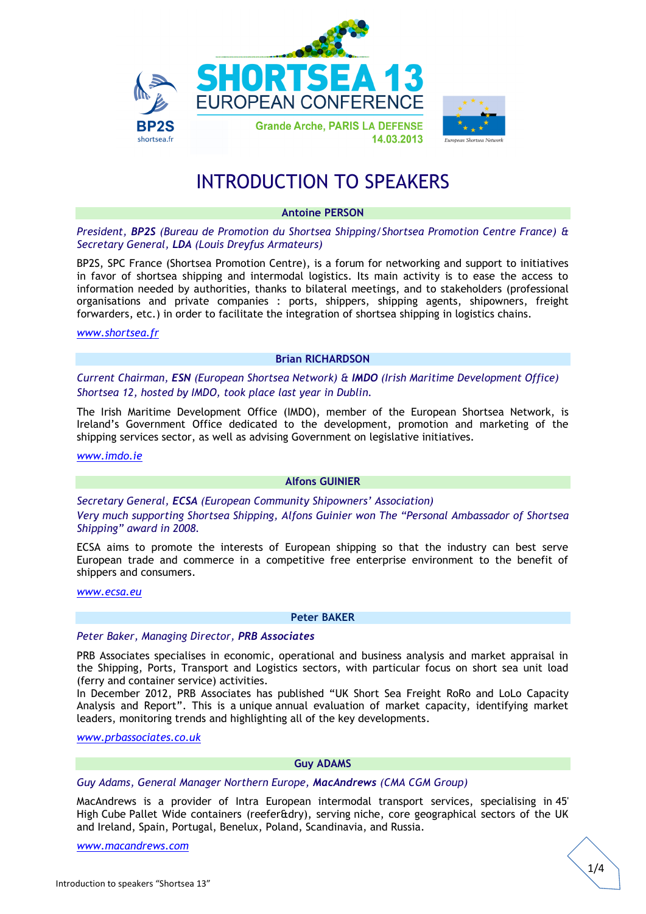SHORTSEA 13
EUROPEAN CONFERENCE
Grande Arche, PARIS LA DEFENSE
14.03.2013

# INTRODUCTION TO SPEAKERS

### Antoine PERSON

*President, **BP2S** (Bureau de Promotion du Shortsea Shipping/Shortsea Promotion Centre France) & Secretary General, **LDA** (Louis Dreyfus Armateurs)*

BP2S, SPC France (Shortsea Promotion Centre), is a forum for networking and support to initiatives in favor of shortsea shipping and intermodal logistics. Its main activity is to ease the access to information needed by authorities, thanks to bilateral meetings, and to stakeholders (professional organisations and private companies : ports, shippers, shipping agents, shipowners, freight forwarders, etc.) in order to facilitate the integration of shortsea shipping in logistics chains.

*www.shortsea.fr*

### Brian RICHARDSON

*Current Chairman, **ESN** (European Shortsea Network) & **IMDO** (Irish Maritime Development Office)*
*Shortsea 12, hosted by IMDO, took place last year in Dublin.*

The Irish Maritime Development Office (IMDO), member of the European Shortsea Network, is Ireland's Government Office dedicated to the development, promotion and marketing of the shipping services sector, as well as advising Government on legislative initiatives.

*www.imdo.ie*

### Alfons GUINIER

*Secretary General, **ECSA** (European Community Shipowners' Association)*
*Very much supporting Shortsea Shipping, Alfons Guinier won The "Personal Ambassador of Shortsea Shipping" award in 2008.*

ECSA aims to promote the interests of European shipping so that the industry can best serve European trade and commerce in a competitive free enterprise environment to the benefit of shippers and consumers.

*www.ecsa.eu*

### Peter BAKER

*Peter Baker, Managing Director, **PRB Associates***

PRB Associates specialises in economic, operational and business analysis and market appraisal in the Shipping, Ports, Transport and Logistics sectors, with particular focus on short sea unit load (ferry and container service) activities.
In December 2012, PRB Associates has published "UK Short Sea Freight RoRo and LoLo Capacity Analysis and Report". This is a unique annual evaluation of market capacity, identifying market leaders, monitoring trends and highlighting all of the key developments.

*www.prbassociates.co.uk*

### Guy ADAMS

*Guy Adams, General Manager Northern Europe, **MacAndrews** (CMA CGM Group)*

MacAndrews is a provider of Intra European intermodal transport services, specialising in 45' High Cube Pallet Wide containers (reefer&dry), serving niche, core geographical sectors of the UK and Ireland, Spain, Portugal, Benelux, Poland, Scandinavia, and Russia.

*www.macandrews.com*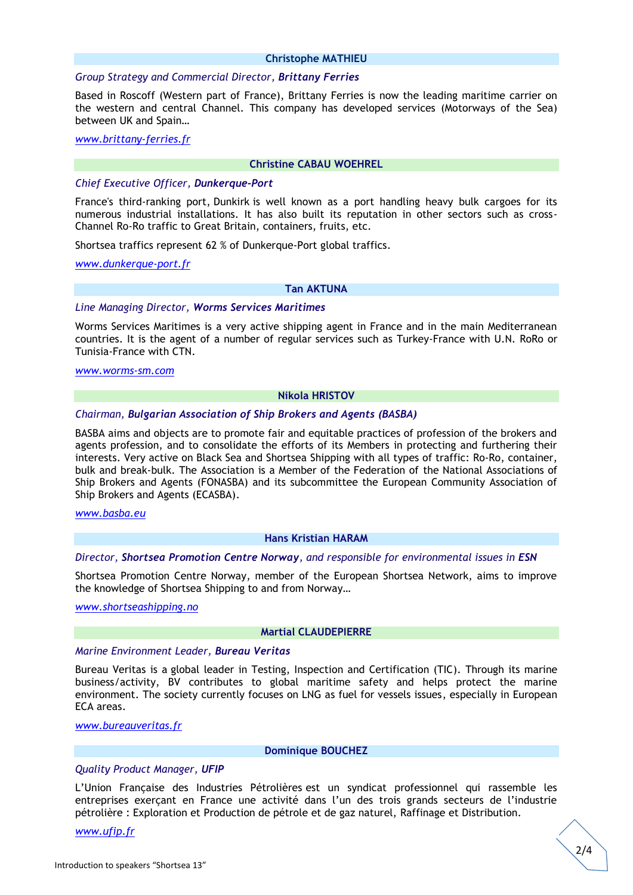### Christophe MATHIEU

*Group Strategy and Commercial Director, **Brittany Ferries***

Based in Roscoff (Western part of France), Brittany Ferries is now the leading maritime carrier on the western and central Channel. This company has developed services (Motorways of the Sea) between UK and Spain…

*[www.brittany-ferries.fr](http://www.brittany-ferries.fr)*

### Christine CABAU WOEHREL

*Chief Executive Officer, **Dunkerque-Port***

France's third-ranking port, Dunkirk is well known as a port handling heavy bulk cargoes for its numerous industrial installations. It has also built its reputation in other sectors such as cross-Channel Ro-Ro traffic to Great Britain, containers, fruits, etc.

Shortsea traffics represent 62 % of Dunkerque-Port global traffics.

*[www.dunkerque-port.fr](http://www.dunkerque-port.fr)*

### Tan AKTUNA

*Line Managing Director, **Worms Services Maritimes***

Worms Services Maritimes is a very active shipping agent in France and in the main Mediterranean countries. It is the agent of a number of regular services such as Turkey-France with U.N. RoRo or Tunisia-France with CTN.

*[www.worms-sm.com](http://www.worms-sm.com)*

### Nikola HRISTOV

*Chairman, **Bulgarian Association of Ship Brokers and Agents (BASBA)***

BASBA aims and objects are to promote fair and equitable practices of profession of the brokers and agents profession, and to consolidate the efforts of its Members in protecting and furthering their interests. Very active on Black Sea and Shortsea Shipping with all types of traffic: Ro-Ro, container, bulk and break-bulk. The Association is a Member of the Federation of the National Associations of Ship Brokers and Agents (FONASBA) and its subcommittee the European Community Association of Ship Brokers and Agents (ECASBA).

*[www.basba.eu](http://www.basba.eu)*

### Hans Kristian HARAM

*Director, **Shortsea Promotion Centre Norway**, and responsible for environmental issues in **ESN***

Shortsea Promotion Centre Norway, member of the European Shortsea Network, aims to improve the knowledge of Shortsea Shipping to and from Norway…

*[www.shortseashipping.no](http://www.shortseashipping.no)*

### Martial CLAUDEPIERRE

*Marine Environment Leader, **Bureau Veritas***

Bureau Veritas is a global leader in Testing, Inspection and Certification (TIC). Through its marine business/activity, BV contributes to global maritime safety and helps protect the marine environment. The society currently focuses on LNG as fuel for vessels issues, especially in European ECA areas.

*[www.bureauveritas.fr](http://www.bureauveritas.fr)*

### Dominique BOUCHEZ

*Quality Product Manager, **UFIP***

L'Union Française des Industries Pétrolières est un syndicat professionnel qui rassemble les entreprises exerçant en France une activité dans l'un des trois grands secteurs de l'industrie pétrolière : Exploration et Production de pétrole et de gaz naturel, Raffinage et Distribution.

*[www.ufip.fr](http://www.ufip.fr)*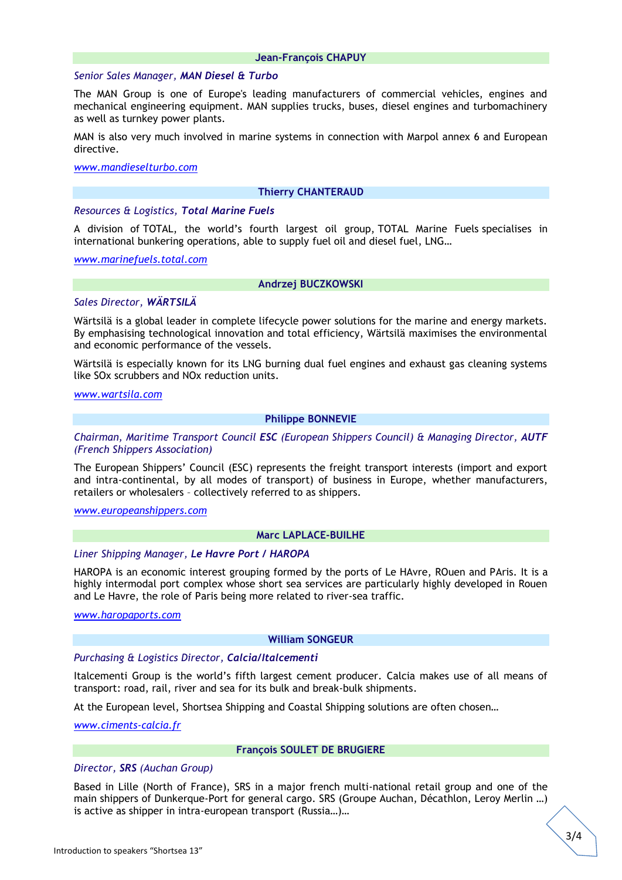## Jean-François CHAPUY

*Senior Sales Manager, **MAN Diesel & Turbo***

The MAN Group is one of Europe's leading manufacturers of commercial vehicles, engines and mechanical engineering equipment. MAN supplies trucks, buses, diesel engines and turbomachinery as well as turnkey power plants.

MAN is also very much involved in marine systems in connection with Marpol annex 6 and European directive.

*www.mandieselturbo.com*

## Thierry CHANTERAUD

*Resources & Logistics, **Total Marine Fuels***

A division of TOTAL, the world's fourth largest oil group, TOTAL Marine Fuels specialises in international bunkering operations, able to supply fuel oil and diesel fuel, LNG…

*www.marinefuels.total.com*

## Andrzej BUCZKOWSKI

*Sales Director, **WÄRTSILÄ***

Wärtsilä is a global leader in complete lifecycle power solutions for the marine and energy markets. By emphasising technological innovation and total efficiency, Wärtsilä maximises the environmental and economic performance of the vessels.

Wärtsilä is especially known for its LNG burning dual fuel engines and exhaust gas cleaning systems like SOx scrubbers and NOx reduction units.

*www.wartsila.com*

## Philippe BONNEVIE

*Chairman, Maritime Transport Council **ESC** (European Shippers Council) & Managing Director, **AUTF** (French Shippers Association)*

The European Shippers' Council (ESC) represents the freight transport interests (import and export and intra-continental, by all modes of transport) of business in Europe, whether manufacturers, retailers or wholesalers – collectively referred to as shippers.

*www.europeanshippers.com*

## Marc LAPLACE-BUILHE

*Liner Shipping Manager, **Le Havre Port / HAROPA***

HAROPA is an economic interest grouping formed by the ports of Le HAvre, ROuen and PAris. It is a highly intermodal port complex whose short sea services are particularly highly developed in Rouen and Le Havre, the role of Paris being more related to river-sea traffic.

*www.haropaports.com*

## William SONGEUR

*Purchasing & Logistics Director, **Calcia/Italcementi***

Italcementi Group is the world's fifth largest cement producer. Calcia makes use of all means of transport: road, rail, river and sea for its bulk and break-bulk shipments.

At the European level, Shortsea Shipping and Coastal Shipping solutions are often chosen…

*www.ciments-calcia.fr*

## François SOULET DE BRUGIERE

*Director, **SRS** (Auchan Group)*

Based in Lille (North of France), SRS in a major french multi-national retail group and one of the main shippers of Dunkerque-Port for general cargo. SRS (Groupe Auchan, Décathlon, Leroy Merlin …) is active as shipper in intra-european transport (Russia…)…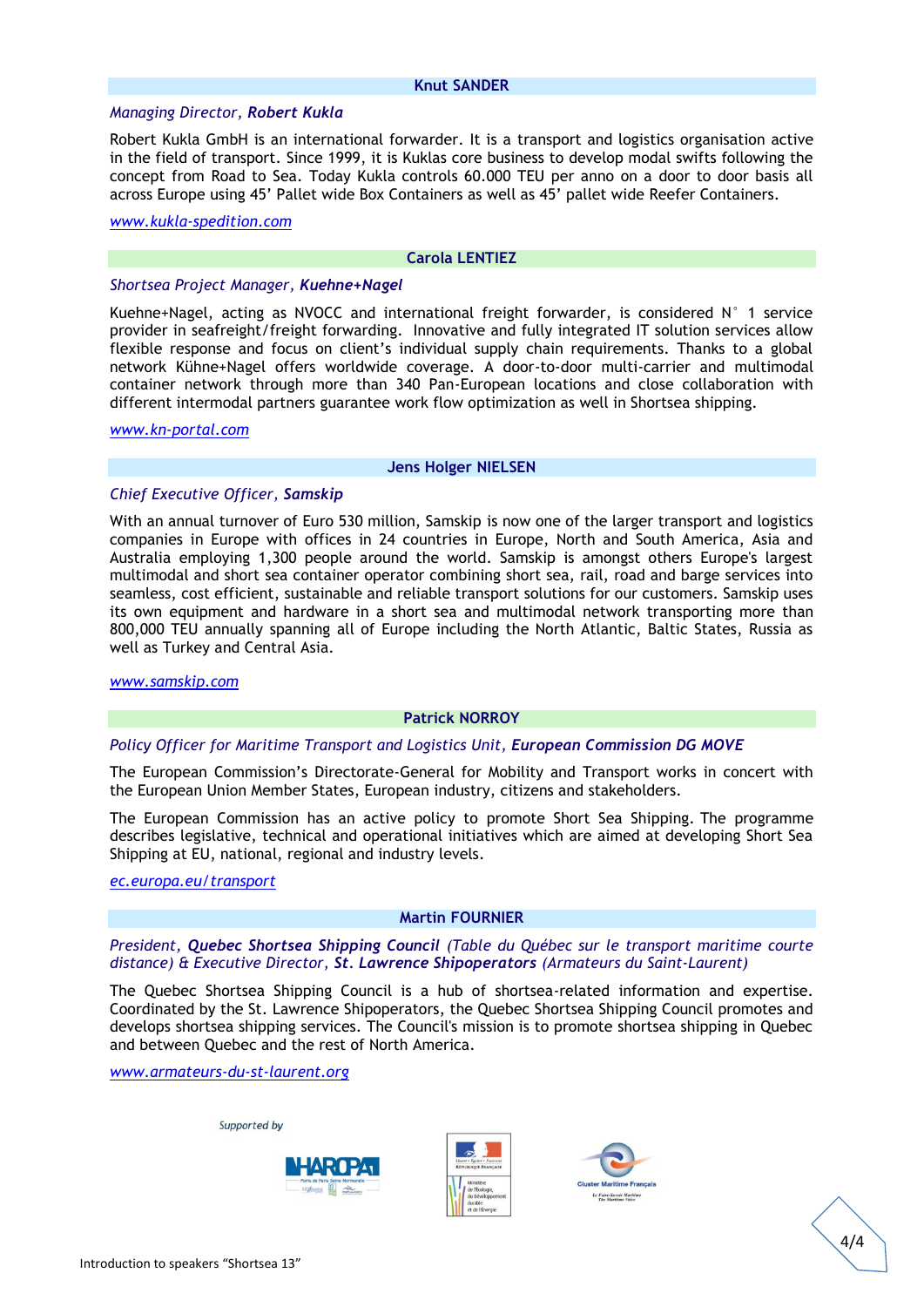## Knut SANDER

*Managing Director, **Robert Kukla***

Robert Kukla GmbH is an international forwarder. It is a transport and logistics organisation active in the field of transport. Since 1999, it is Kuklas core business to develop modal swifts following the concept from Road to Sea. Today Kukla controls 60.000 TEU per anno on a door to door basis all across Europe using 45' Pallet wide Box Containers as well as 45' pallet wide Reefer Containers.

*www.kukla-spedition.com*

## Carola LENTIEZ

*Shortsea Project Manager, **Kuehne+Nagel***

Kuehne+Nagel, acting as NVOCC and international freight forwarder, is considered N° 1 service provider in seafreight/freight forwarding. Innovative and fully integrated IT solution services allow flexible response and focus on client's individual supply chain requirements. Thanks to a global network Kühne+Nagel offers worldwide coverage. A door-to-door multi-carrier and multimodal container network through more than 340 Pan-European locations and close collaboration with different intermodal partners guarantee work flow optimization as well in Shortsea shipping.

*www.kn-portal.com*

## Jens Holger NIELSEN

*Chief Executive Officer, **Samskip***

With an annual turnover of Euro 530 million, Samskip is now one of the larger transport and logistics companies in Europe with offices in 24 countries in Europe, North and South America, Asia and Australia employing 1,300 people around the world. Samskip is amongst others Europe's largest multimodal and short sea container operator combining short sea, rail, road and barge services into seamless, cost efficient, sustainable and reliable transport solutions for our customers. Samskip uses its own equipment and hardware in a short sea and multimodal network transporting more than 800,000 TEU annually spanning all of Europe including the North Atlantic, Baltic States, Russia as well as Turkey and Central Asia.

*www.samskip.com*

## Patrick NORROY

*Policy Officer for Maritime Transport and Logistics Unit, **European Commission DG MOVE***

The European Commission's Directorate-General for Mobility and Transport works in concert with the European Union Member States, European industry, citizens and stakeholders.

The European Commission has an active policy to promote Short Sea Shipping. The programme describes legislative, technical and operational initiatives which are aimed at developing Short Sea Shipping at EU, national, regional and industry levels.

*ec.europa.eu/transport*

## Martin FOURNIER

*President, **Quebec Shortsea Shipping Council** (Table du Québec sur le transport maritime courte distance) & Executive Director, **St. Lawrence Shipoperators** (Armateurs du Saint-Laurent)*

The Quebec Shortsea Shipping Council is a hub of shortsea-related information and expertise. Coordinated by the St. Lawrence Shipoperators, the Quebec Shortsea Shipping Council promotes and develops shortsea shipping services. The Council's mission is to promote shortsea shipping in Quebec and between Quebec and the rest of North America.

*www.armateurs-du-st-laurent.org*

Supported by

HAROPA – Ports de Paris Seine Normandie

Ministère de l'Écologie, du Développement durable et de l'Énergie

Cluster Maritime Français